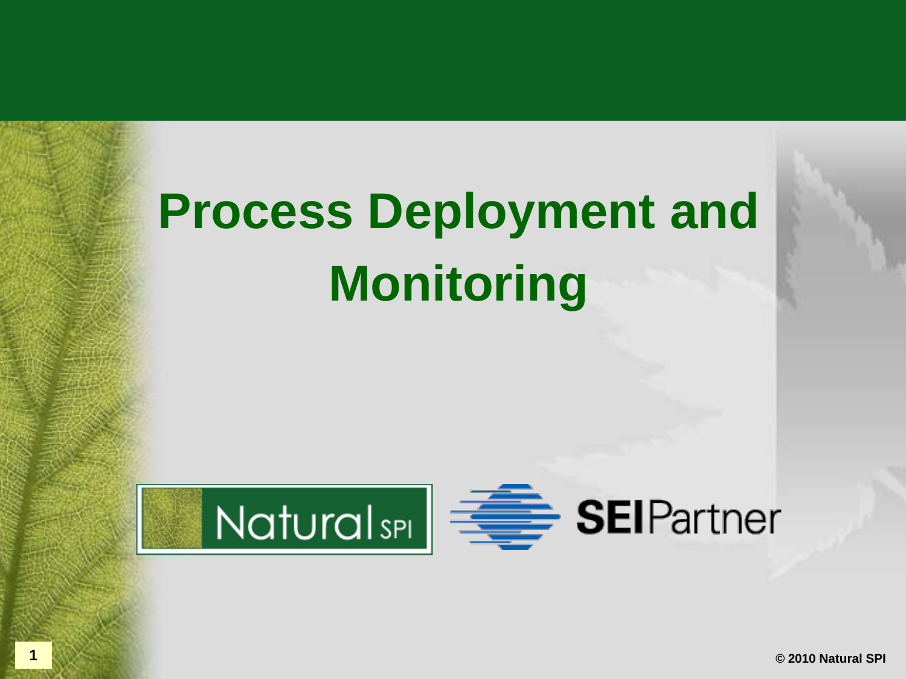# Process Deployment and Monitoring

Natural SPI

SEI Partner

© 2010 Natural SPI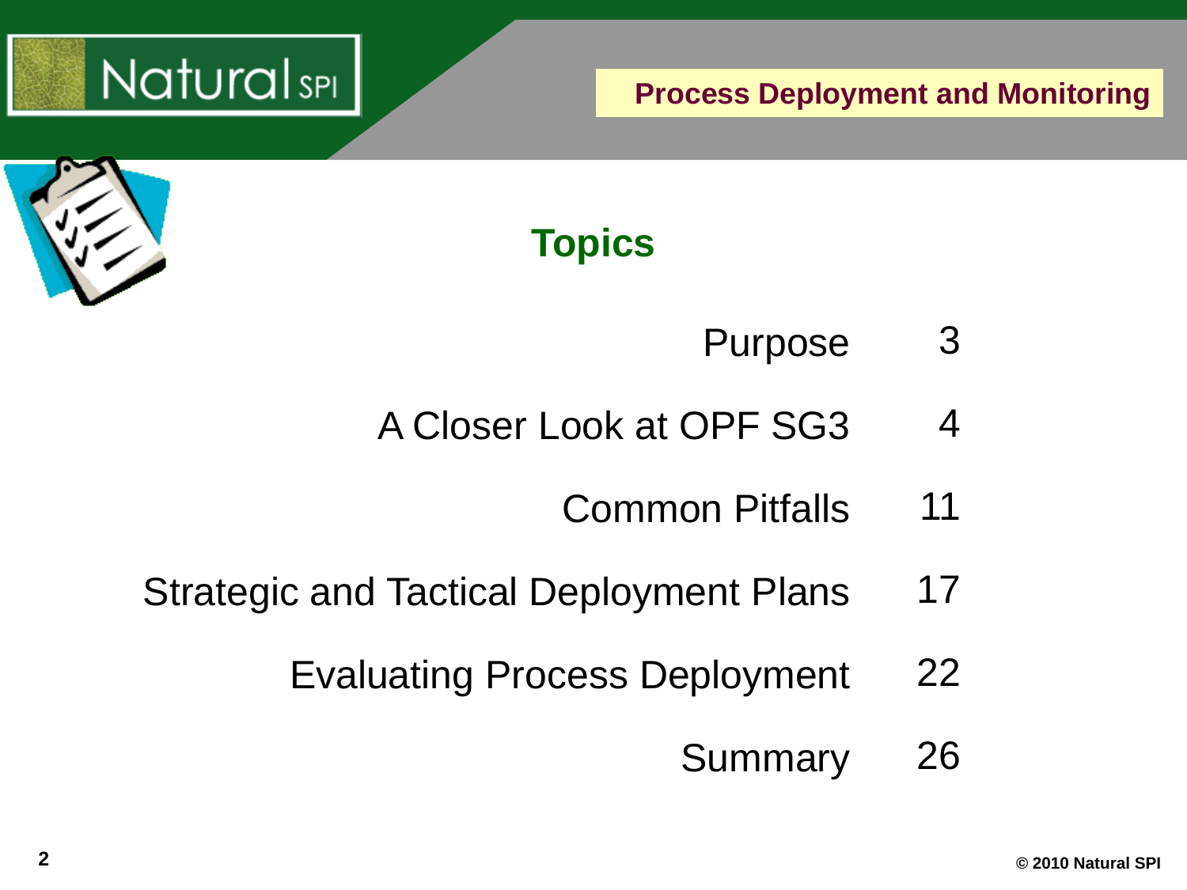## Topics

| Topic | Page |
|---|---|
| Purpose | 3 |
| A Closer Look at OPF SG3 | 4 |
| Common Pitfalls | 11 |
| Strategic and Tactical Deployment Plans | 17 |
| Evaluating Process Deployment | 22 |
| Summary | 26 |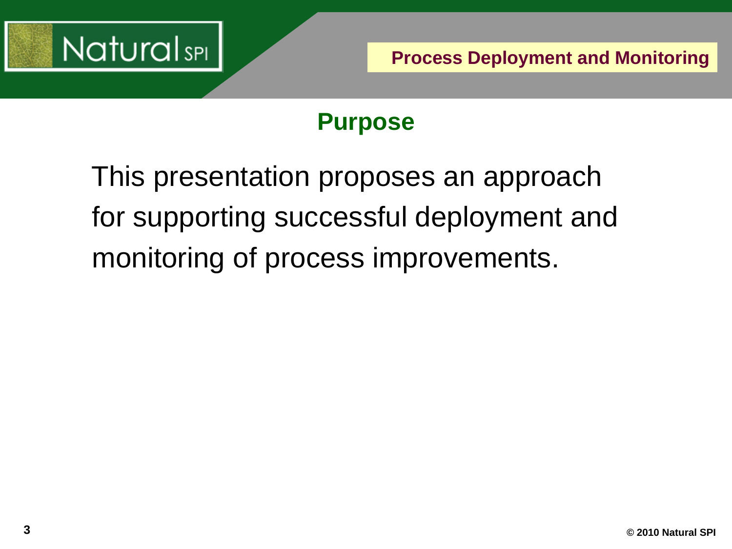## Purpose

This presentation proposes an approach for supporting successful deployment and monitoring of process improvements.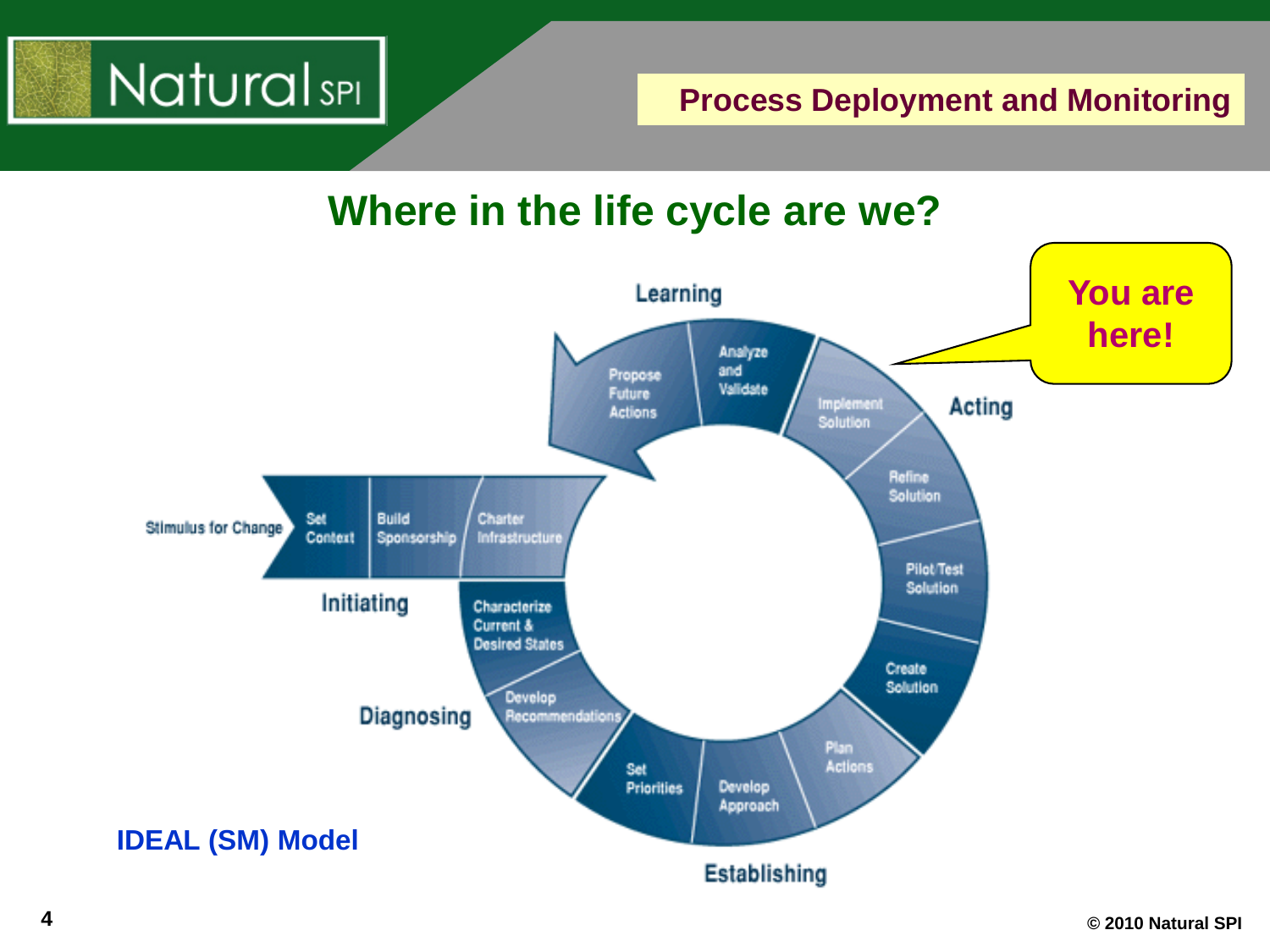# Process Deployment and Monitoring

## Where in the life cycle are we?

You are here!

Learning

Propose Future Actions

Analyze and Validate

Acting

Implement Solution

Refine Solution

Pilot/Test Solution

Create Solution

Stimulus for Change

Set Context

Build Sponsorship

Charter Infrastructure

Initiating

Characterize Current & Desired States

Develop Recommendations

Diagnosing

Set Priorities

Develop Approach

Plan Actions

Establishing

**IDEAL (SM) Model**

© 2010 Natural SPI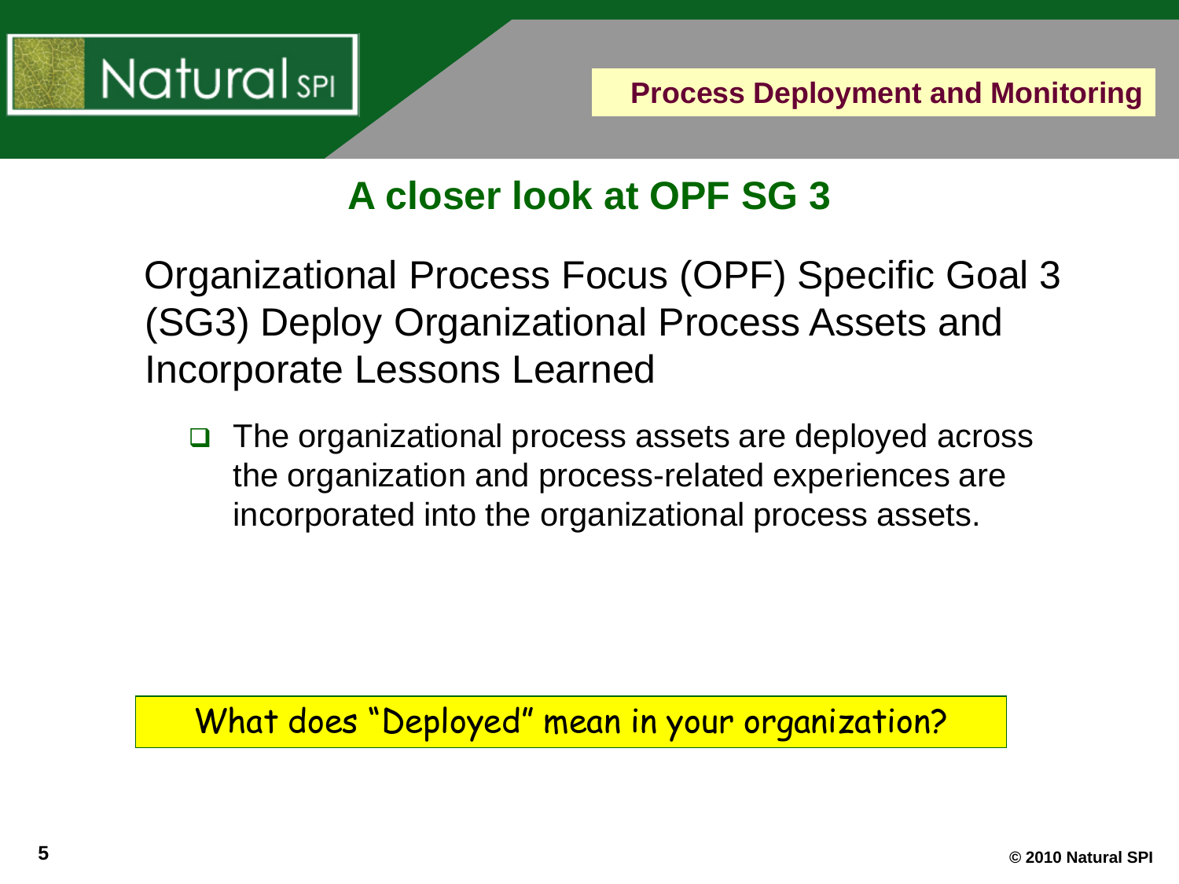## A closer look at OPF SG 3

Organizational Process Focus (OPF) Specific Goal 3 (SG3) Deploy Organizational Process Assets and Incorporate Lessons Learned

- The organizational process assets are deployed across the organization and process-related experiences are incorporated into the organizational process assets.

What does "Deployed" mean in your organization?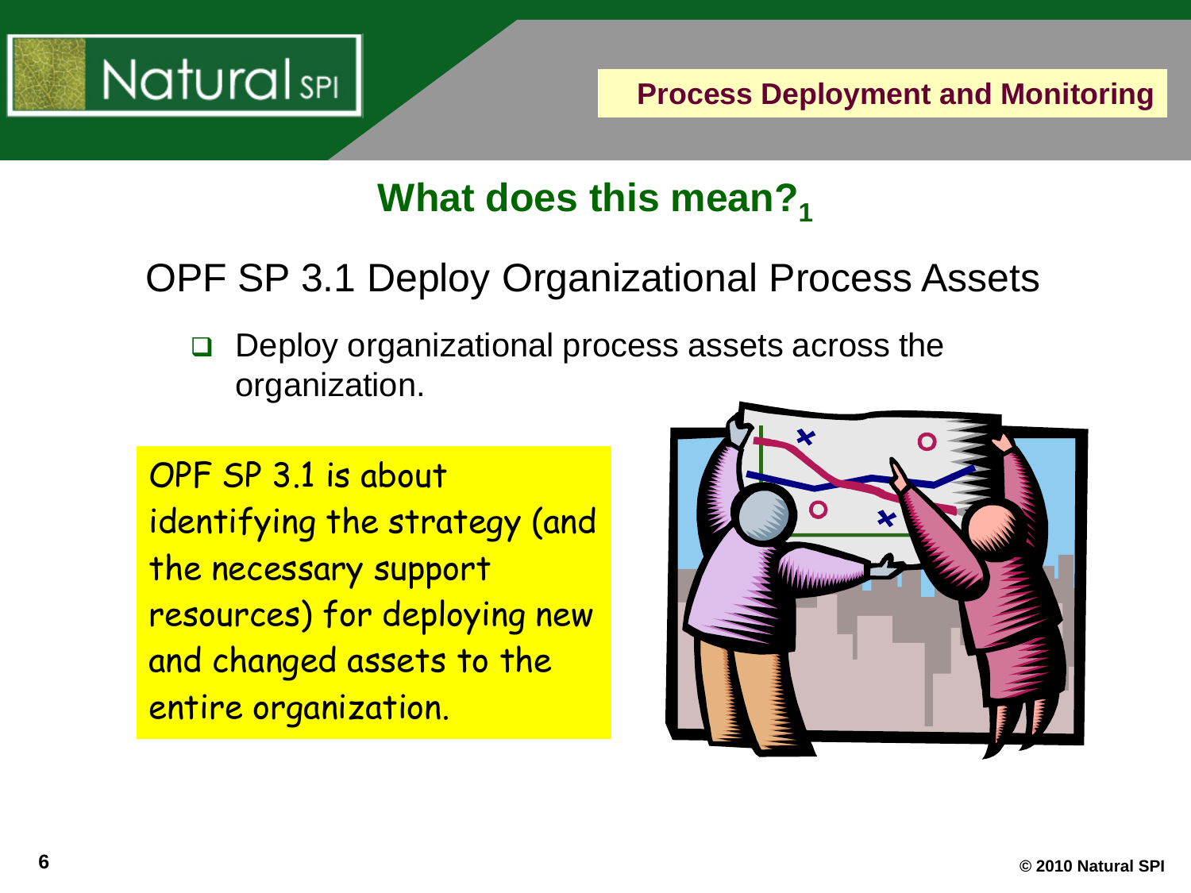## What does this mean?[1]

### OPF SP 3.1 Deploy Organizational Process Assets

- Deploy organizational process assets across the organization.

*OPF SP 3.1 is about identifying the strategy (and the necessary support resources) for deploying new and changed assets to the entire organization.*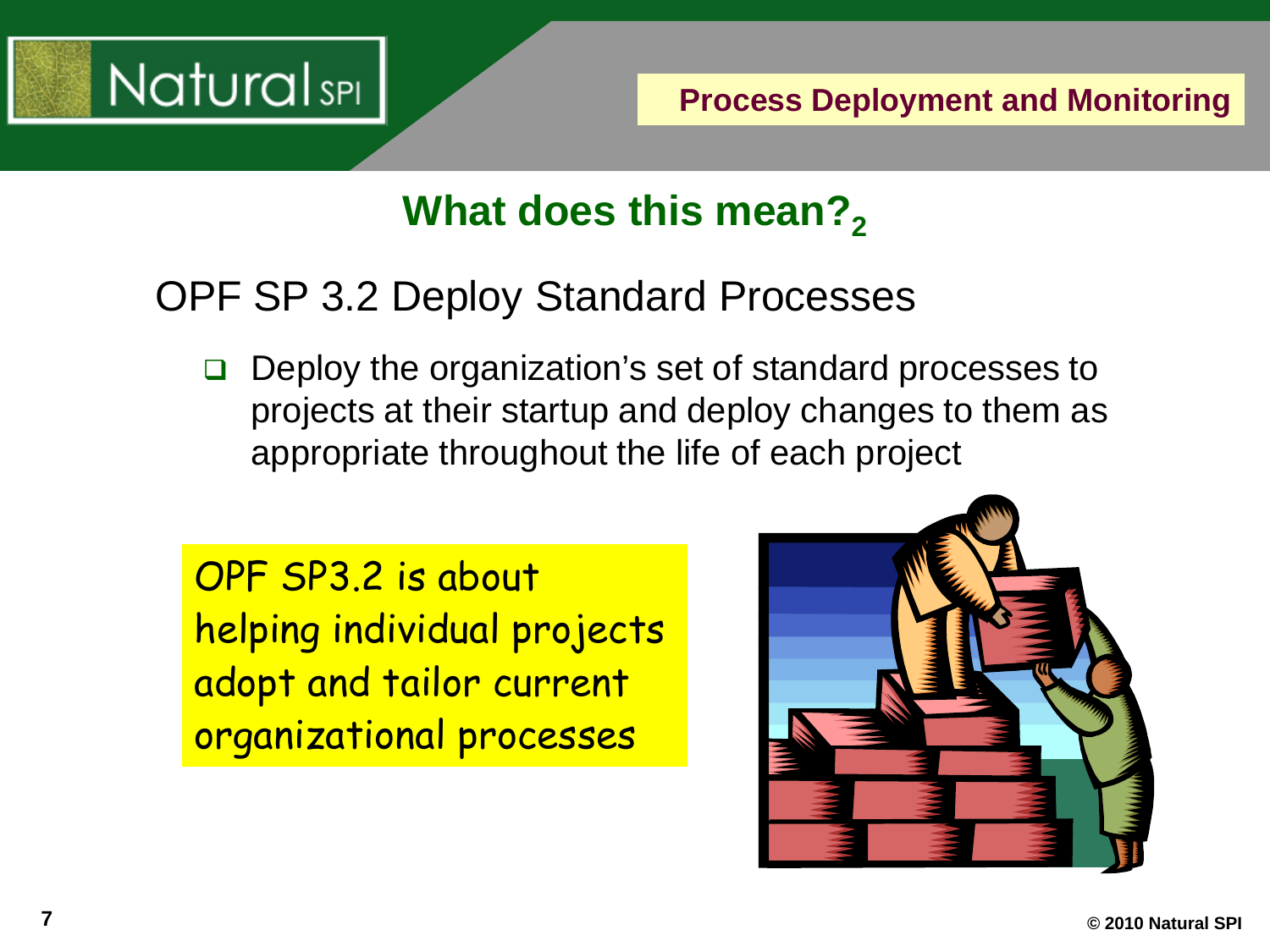## What does this mean?[2]

### OPF SP 3.2 Deploy Standard Processes

- Deploy the organization's set of standard processes to projects at their startup and deploy changes to them as appropriate throughout the life of each project

*OPF SP3.2 is about helping individual projects adopt and tailor current organizational processes*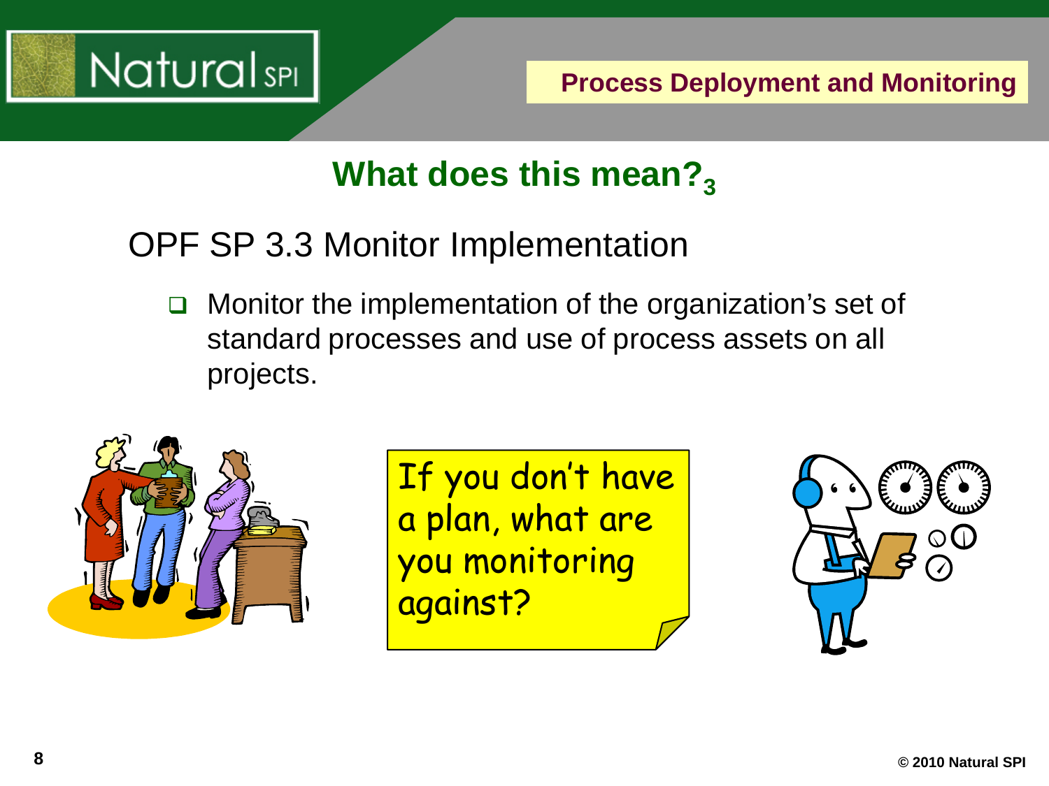## What does this mean?$_3$

OPF SP 3.3 Monitor Implementation

- Monitor the implementation of the organization's set of standard processes and use of process assets on all projects.

If you don't have a plan, what are you monitoring against?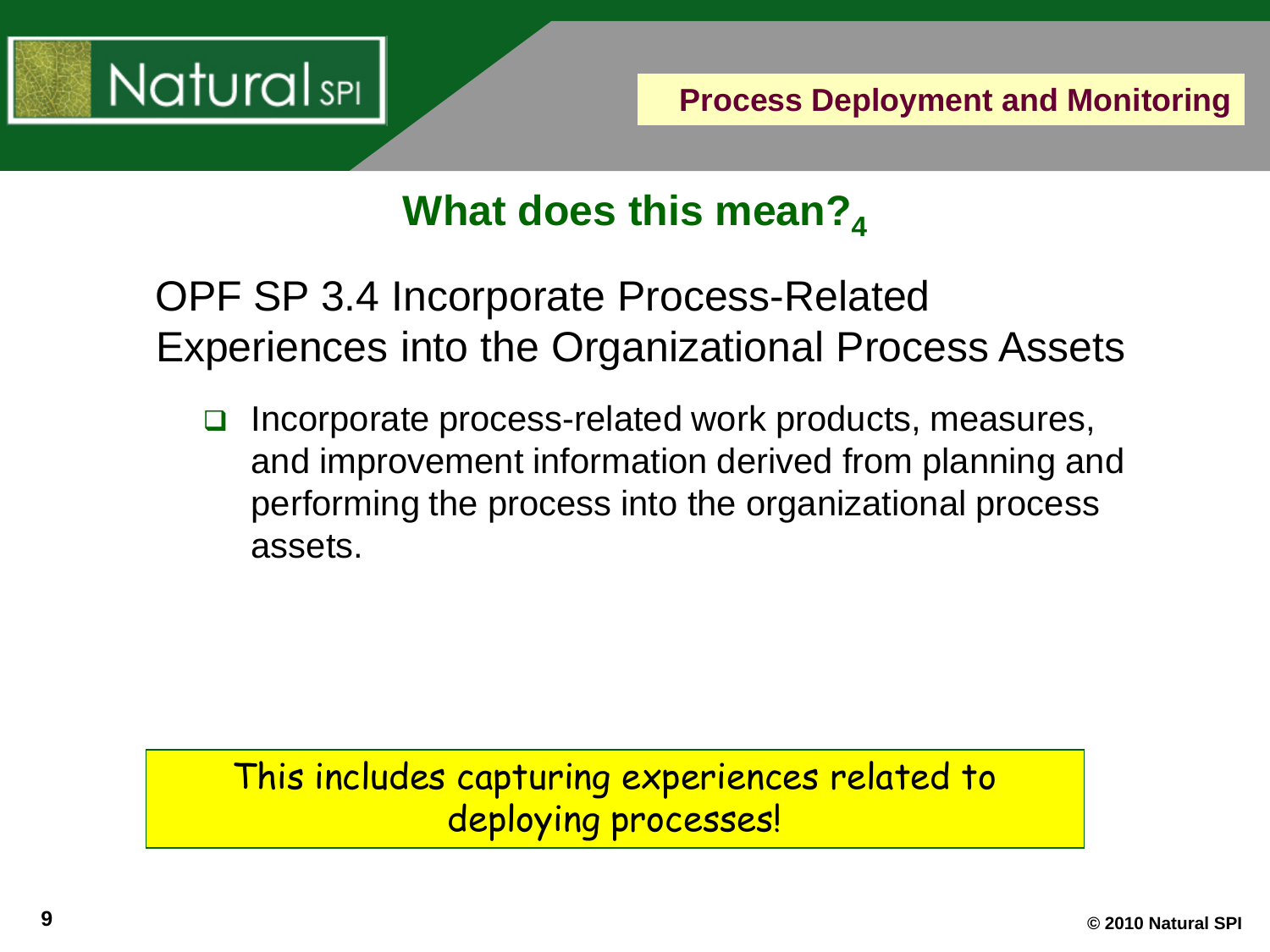## What does this mean?[4]

OPF SP 3.4 Incorporate Process-Related Experiences into the Organizational Process Assets

- Incorporate process-related work products, measures, and improvement information derived from planning and performing the process into the organizational process assets.

This includes capturing experiences related to deploying processes!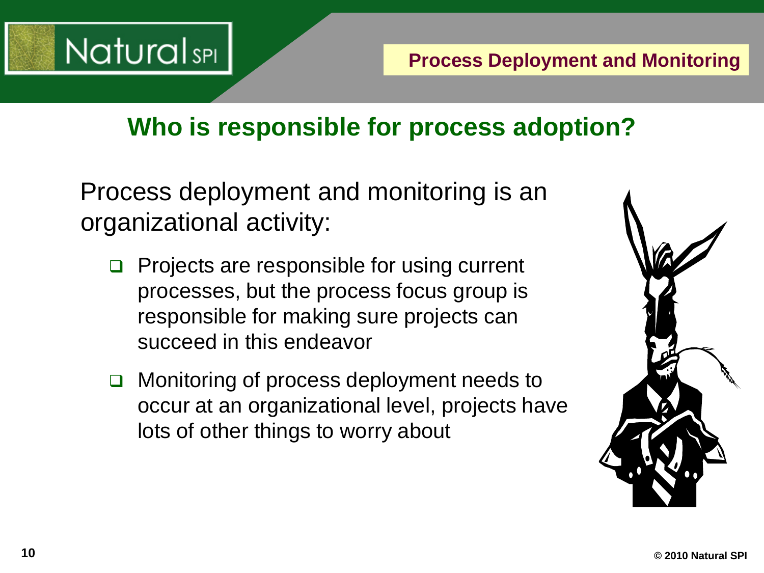## Who is responsible for process adoption?

Process deployment and monitoring is an organizational activity:

- Projects are responsible for using current processes, but the process focus group is responsible for making sure projects can succeed in this endeavor
- Monitoring of process deployment needs to occur at an organizational level, projects have lots of other things to worry about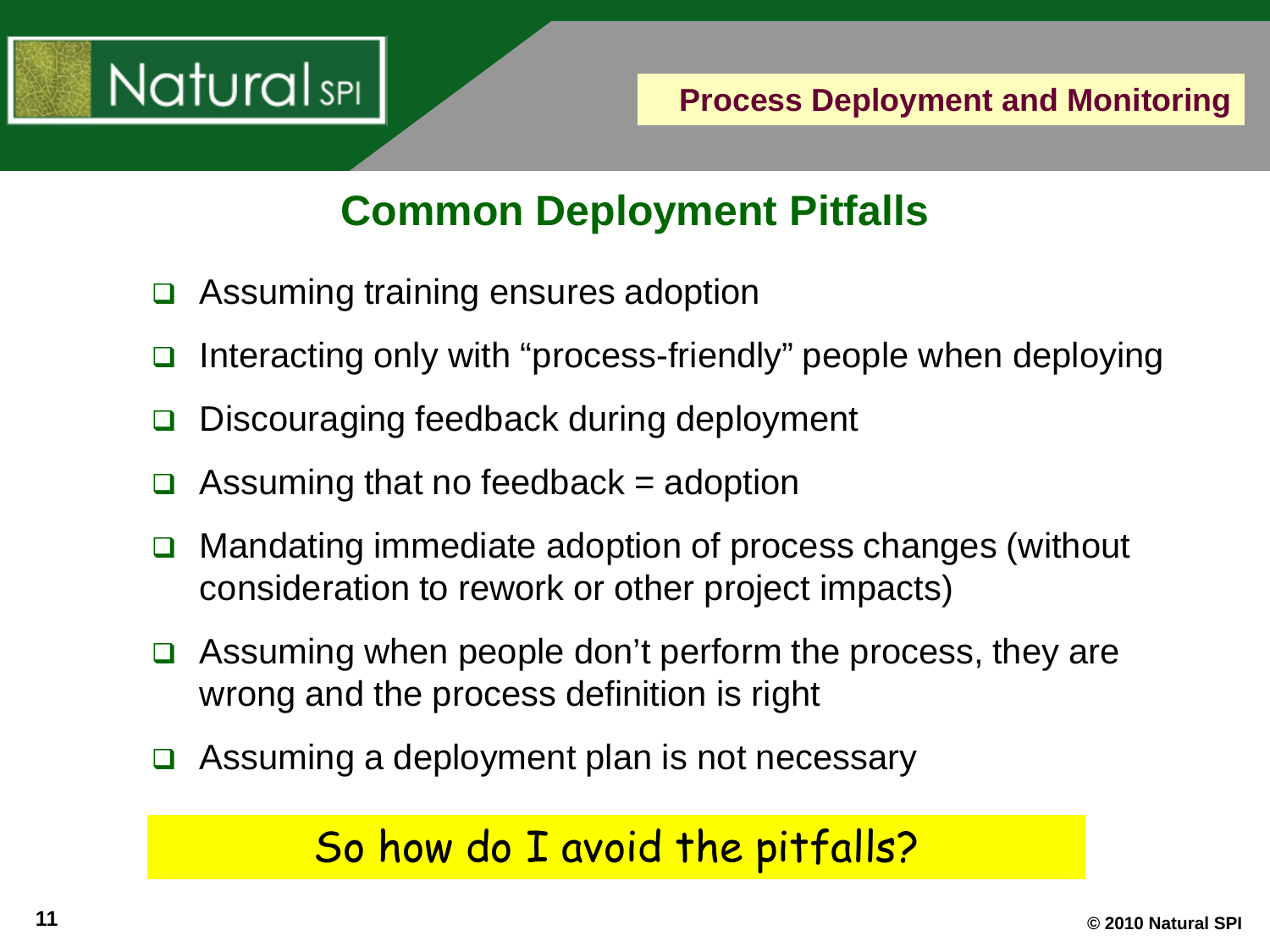## Common Deployment Pitfalls

- Assuming training ensures adoption
- Interacting only with "process-friendly" people when deploying
- Discouraging feedback during deployment
- Assuming that no feedback = adoption
- Mandating immediate adoption of process changes (without consideration to rework or other project impacts)
- Assuming when people don't perform the process, they are wrong and the process definition is right
- Assuming a deployment plan is not necessary

So how do I avoid the pitfalls?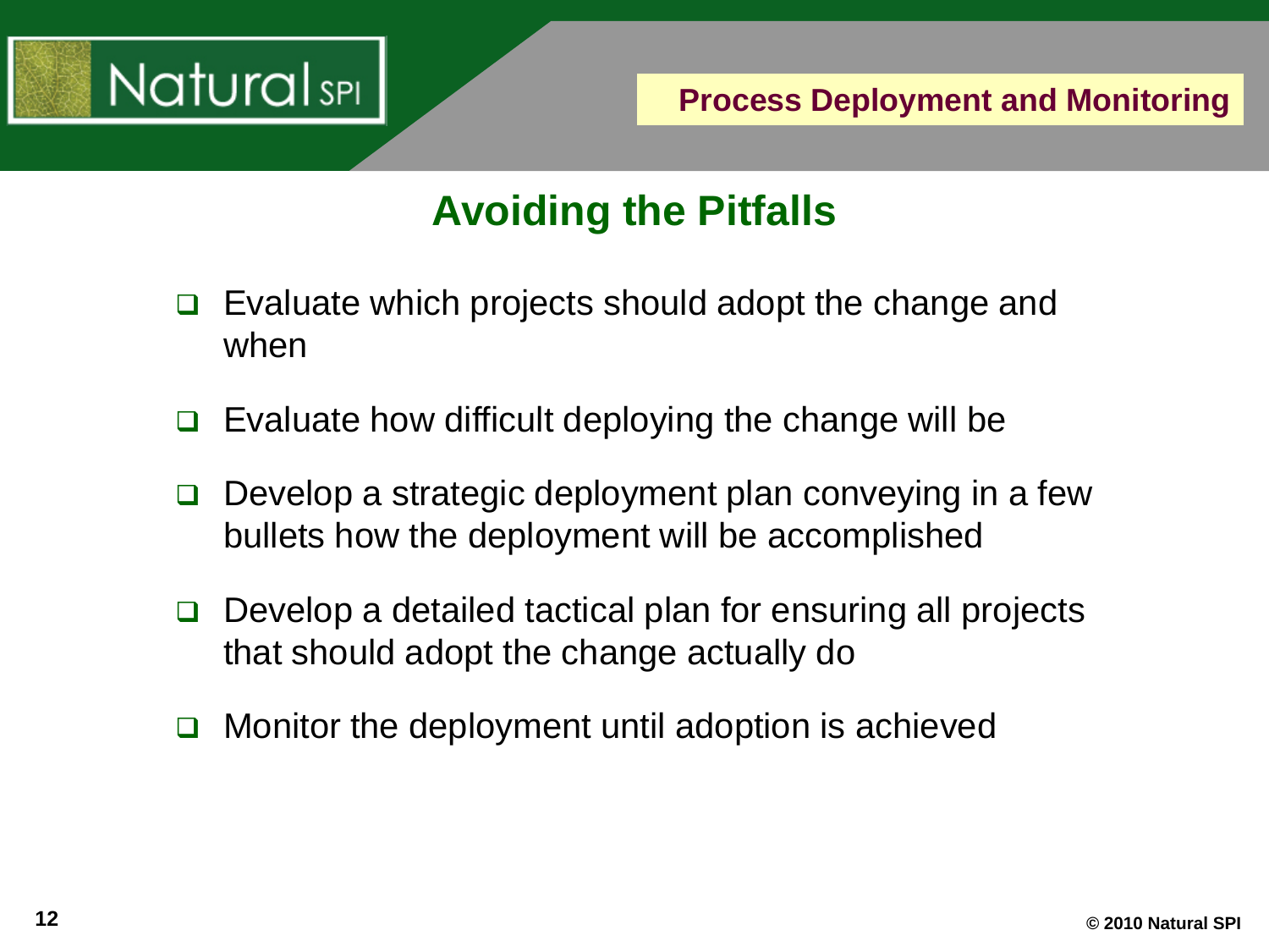## Avoiding the Pitfalls

- Evaluate which projects should adopt the change and when
- Evaluate how difficult deploying the change will be
- Develop a strategic deployment plan conveying in a few bullets how the deployment will be accomplished
- Develop a detailed tactical plan for ensuring all projects that should adopt the change actually do
- Monitor the deployment until adoption is achieved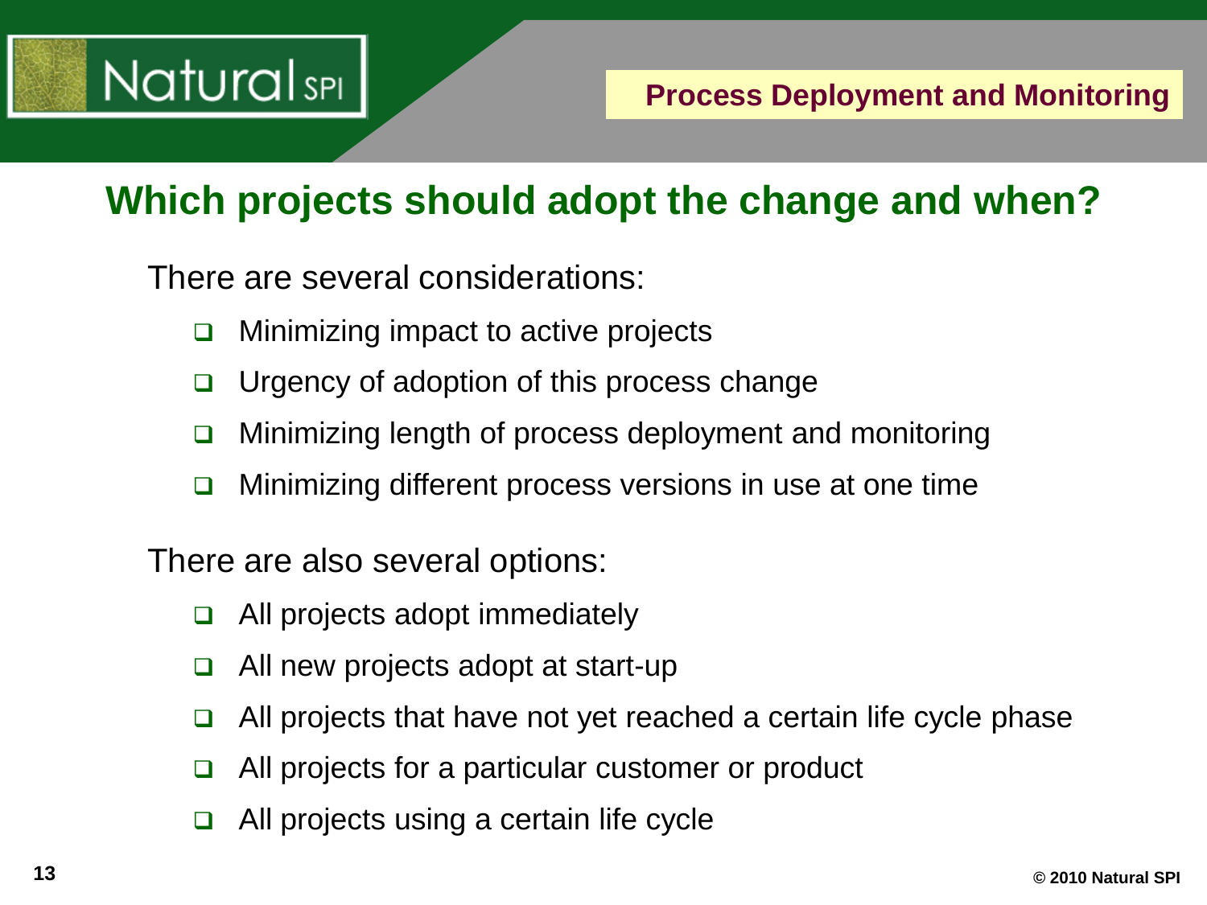## Which projects should adopt the change and when?

There are several considerations:

- Minimizing impact to active projects
- Urgency of adoption of this process change
- Minimizing length of process deployment and monitoring
- Minimizing different process versions in use at one time

There are also several options:

- All projects adopt immediately
- All new projects adopt at start-up
- All projects that have not yet reached a certain life cycle phase
- All projects for a particular customer or product
- All projects using a certain life cycle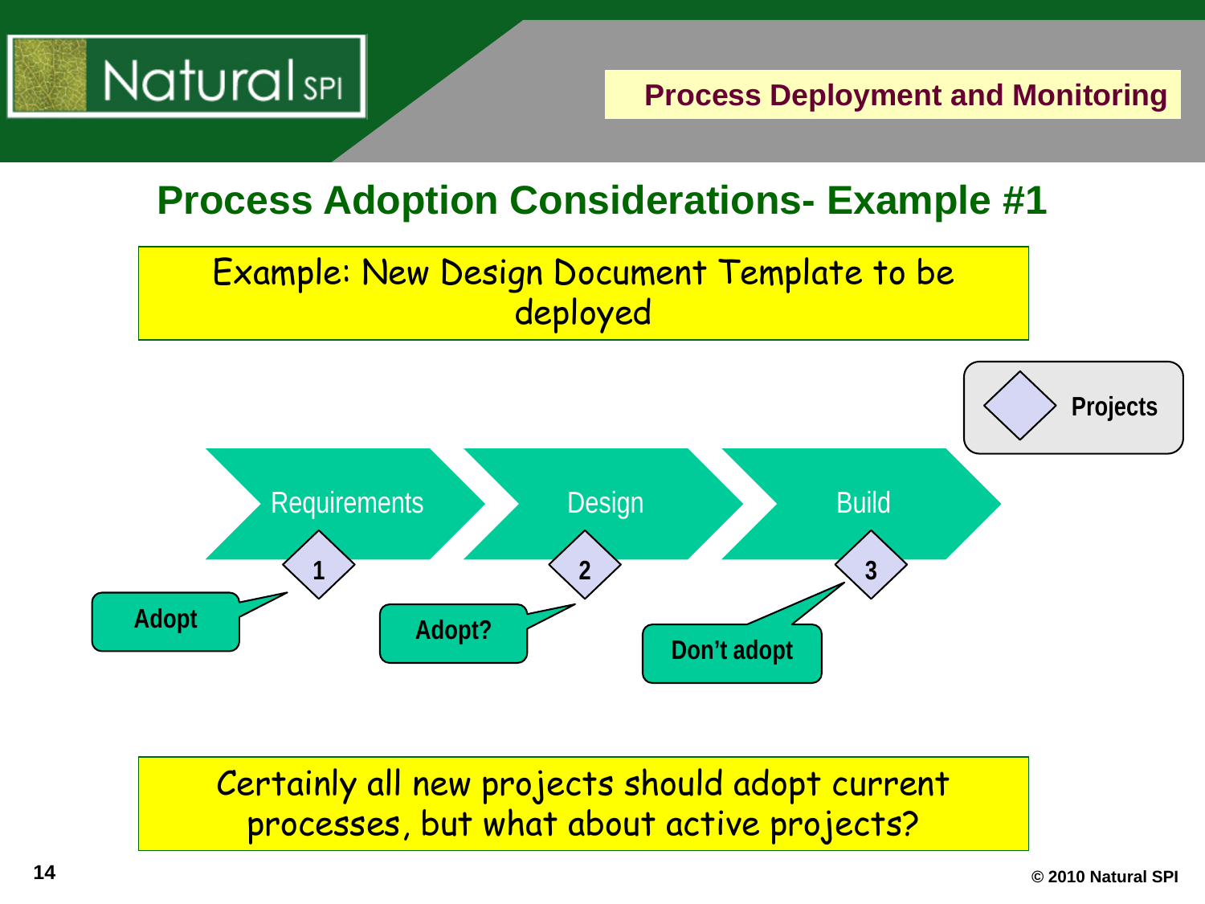# Process Adoption Considerations- Example #1

Example: New Design Document Template to be deployed

Projects

Requirements → Design → Build

1 — Adopt

2 — Adopt?

3 — Don't adopt

Certainly all new projects should adopt current processes, but what about active projects?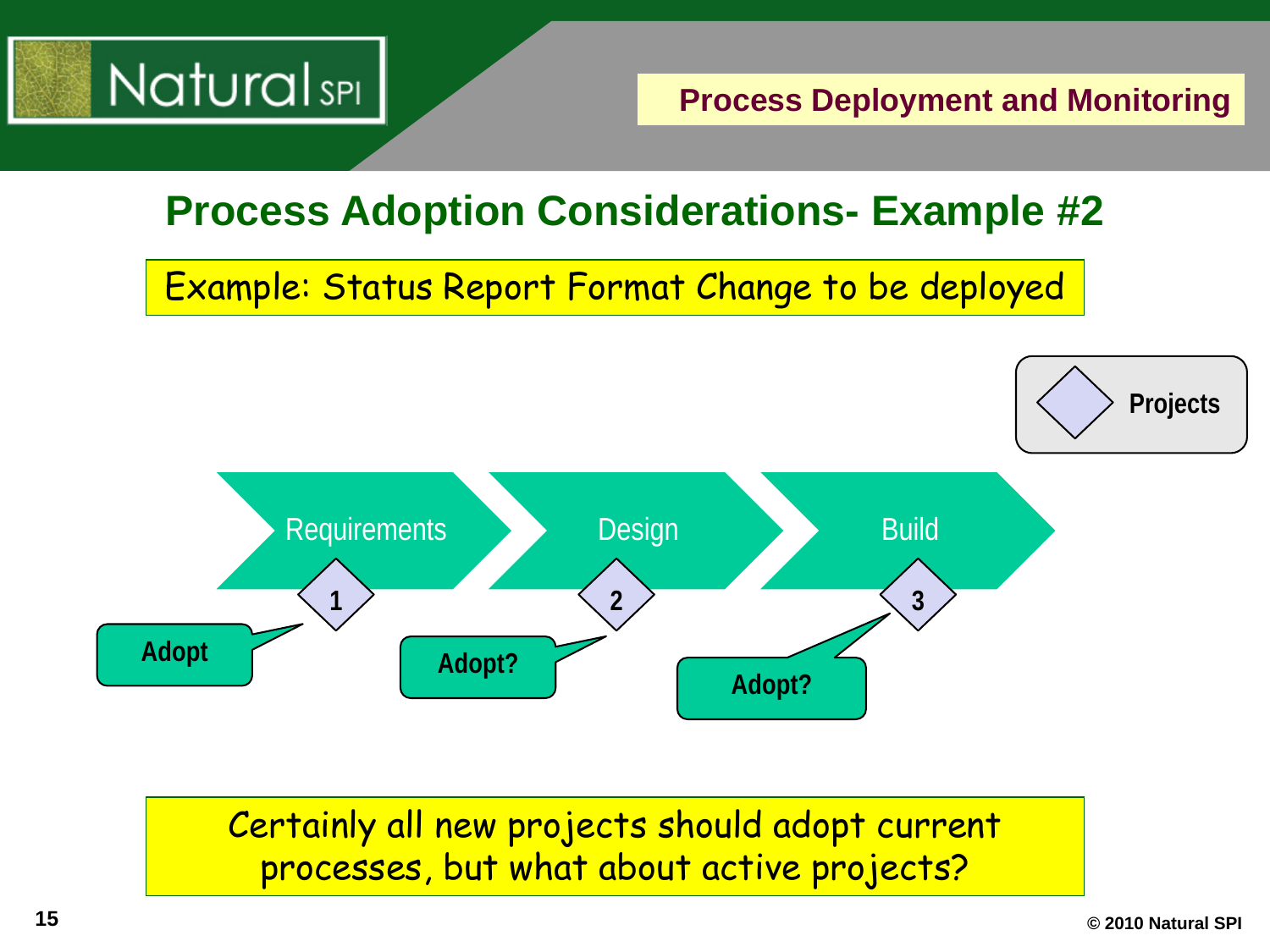## Process Adoption Considerations- Example #2

Example: Status Report Format Change to be deployed

Projects

Requirements → Design → Build

1 — Adopt

2 — Adopt?

3 — Adopt?

Certainly all new projects should adopt current processes, but what about active projects?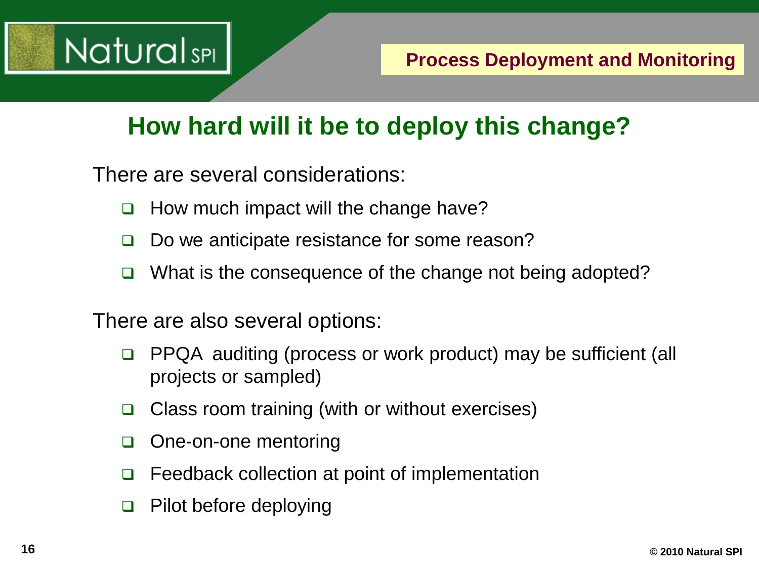# How hard will it be to deploy this change?

There are several considerations:

- How much impact will the change have?
- Do we anticipate resistance for some reason?
- What is the consequence of the change not being adopted?

There are also several options:

- PPQA auditing (process or work product) may be sufficient (all projects or sampled)
- Class room training (with or without exercises)
- One-on-one mentoring
- Feedback collection at point of implementation
- Pilot before deploying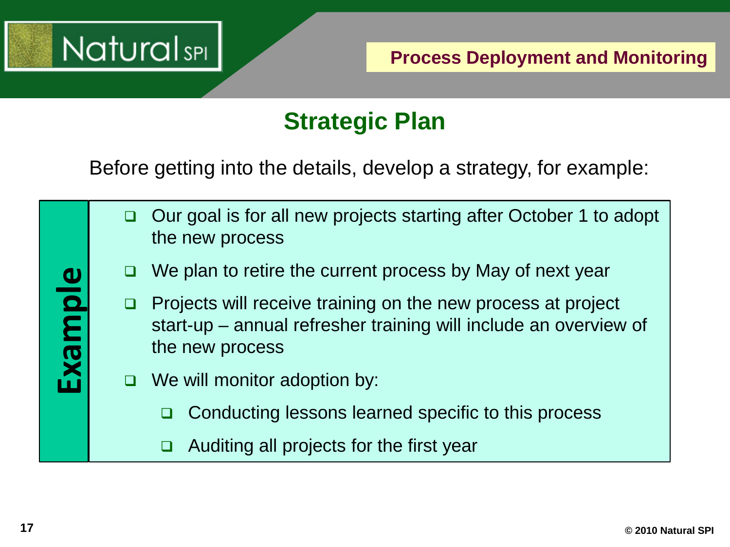## Strategic Plan

Before getting into the details, develop a strategy, for example:

**Example**

- Our goal is for all new projects starting after October 1 to adopt the new process
- We plan to retire the current process by May of next year
- Projects will receive training on the new process at project start-up – annual refresher training will include an overview of the new process
- We will monitor adoption by:
  - Conducting lessons learned specific to this process
  - Auditing all projects for the first year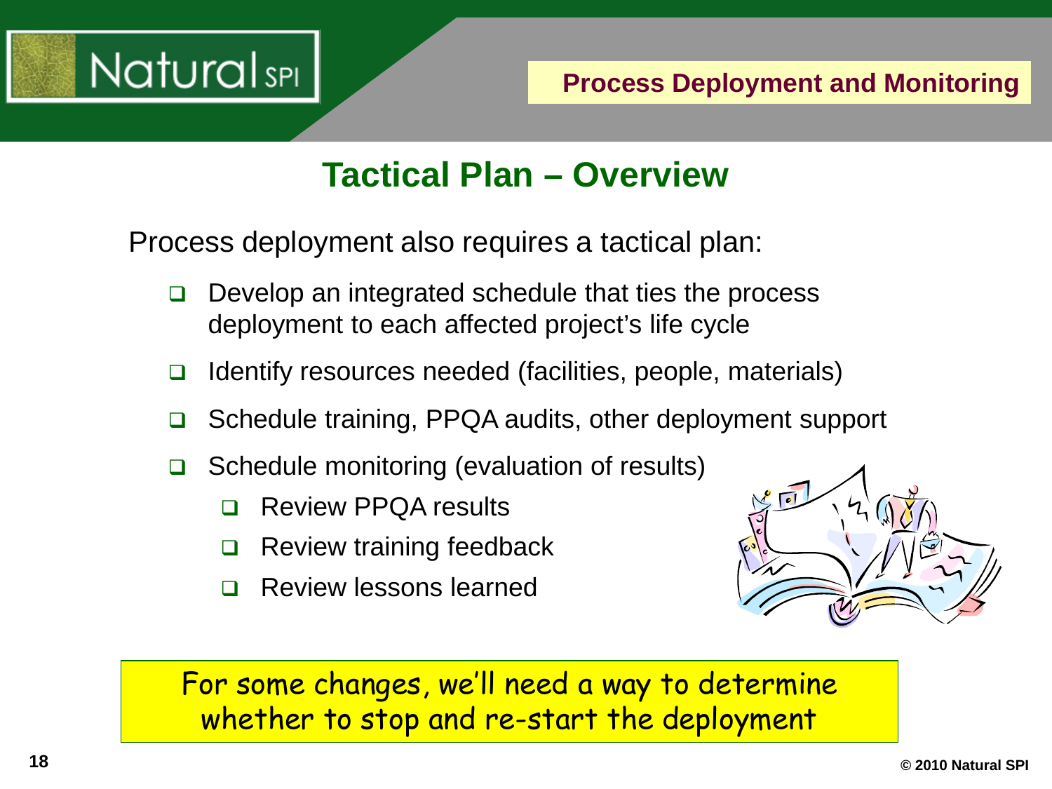# Tactical Plan – Overview

Process deployment also requires a tactical plan:

- Develop an integrated schedule that ties the process deployment to each affected project's life cycle
- Identify resources needed (facilities, people, materials)
- Schedule training, PPQA audits, other deployment support
- Schedule monitoring (evaluation of results)
  - Review PPQA results
  - Review training feedback
  - Review lessons learned

For some changes, we'll need a way to determine whether to stop and re-start the deployment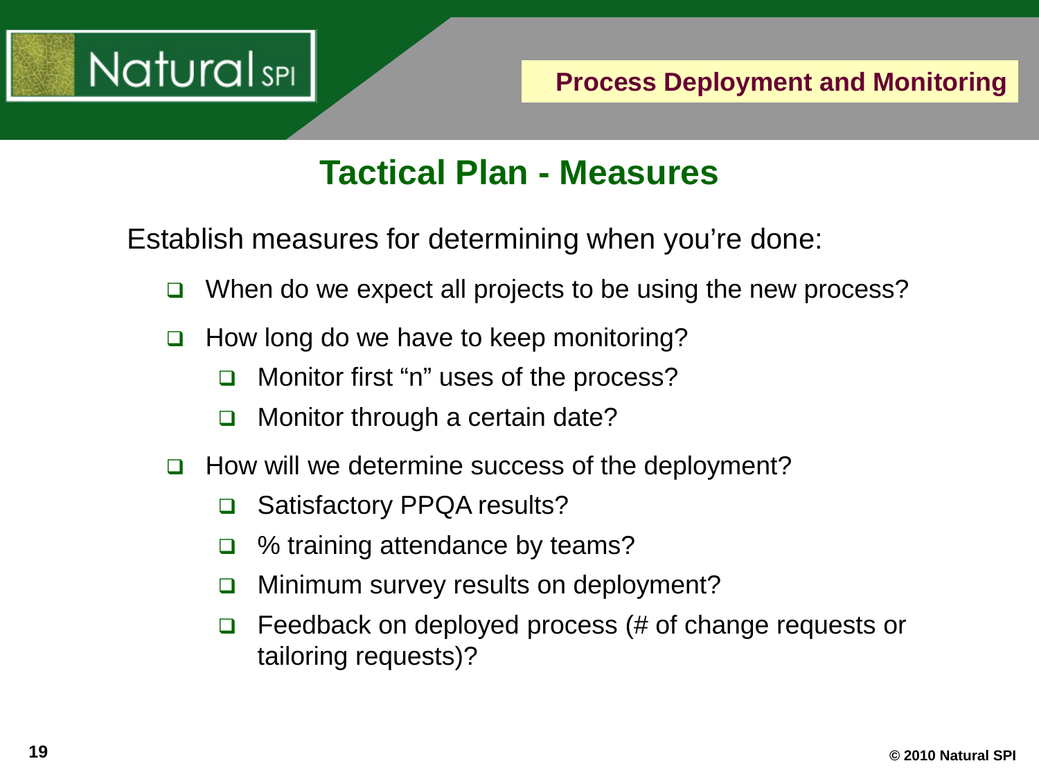## Tactical Plan - Measures

Establish measures for determining when you're done:

- When do we expect all projects to be using the new process?
- How long do we have to keep monitoring?
  - Monitor first "n" uses of the process?
  - Monitor through a certain date?
- How will we determine success of the deployment?
  - Satisfactory PPQA results?
  - % training attendance by teams?
  - Minimum survey results on deployment?
  - Feedback on deployed process (# of change requests or tailoring requests)?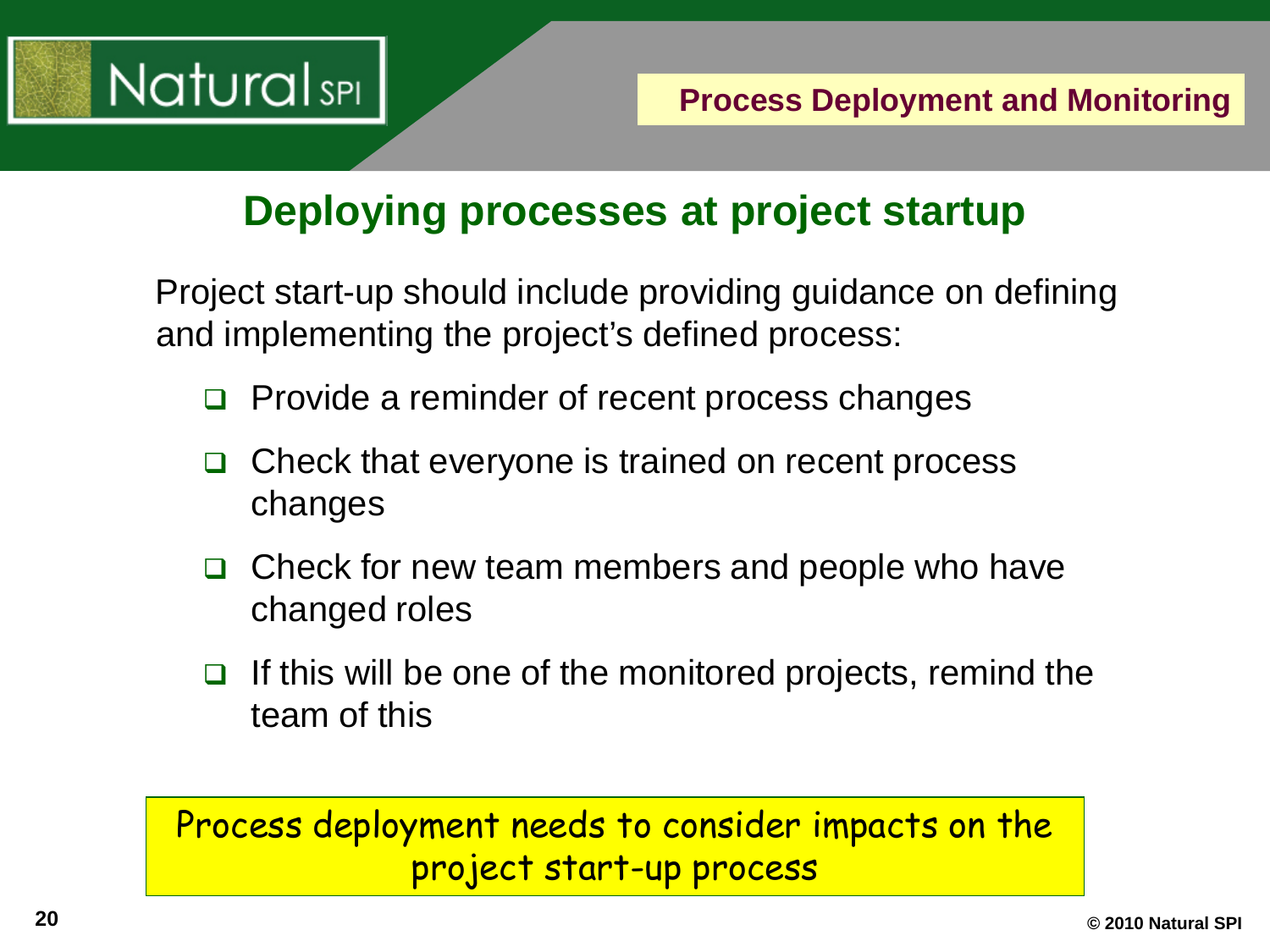## Deploying processes at project startup

Project start-up should include providing guidance on defining and implementing the project's defined process:

- Provide a reminder of recent process changes
- Check that everyone is trained on recent process changes
- Check for new team members and people who have changed roles
- If this will be one of the monitored projects, remind the team of this

Process deployment needs to consider impacts on the project start-up process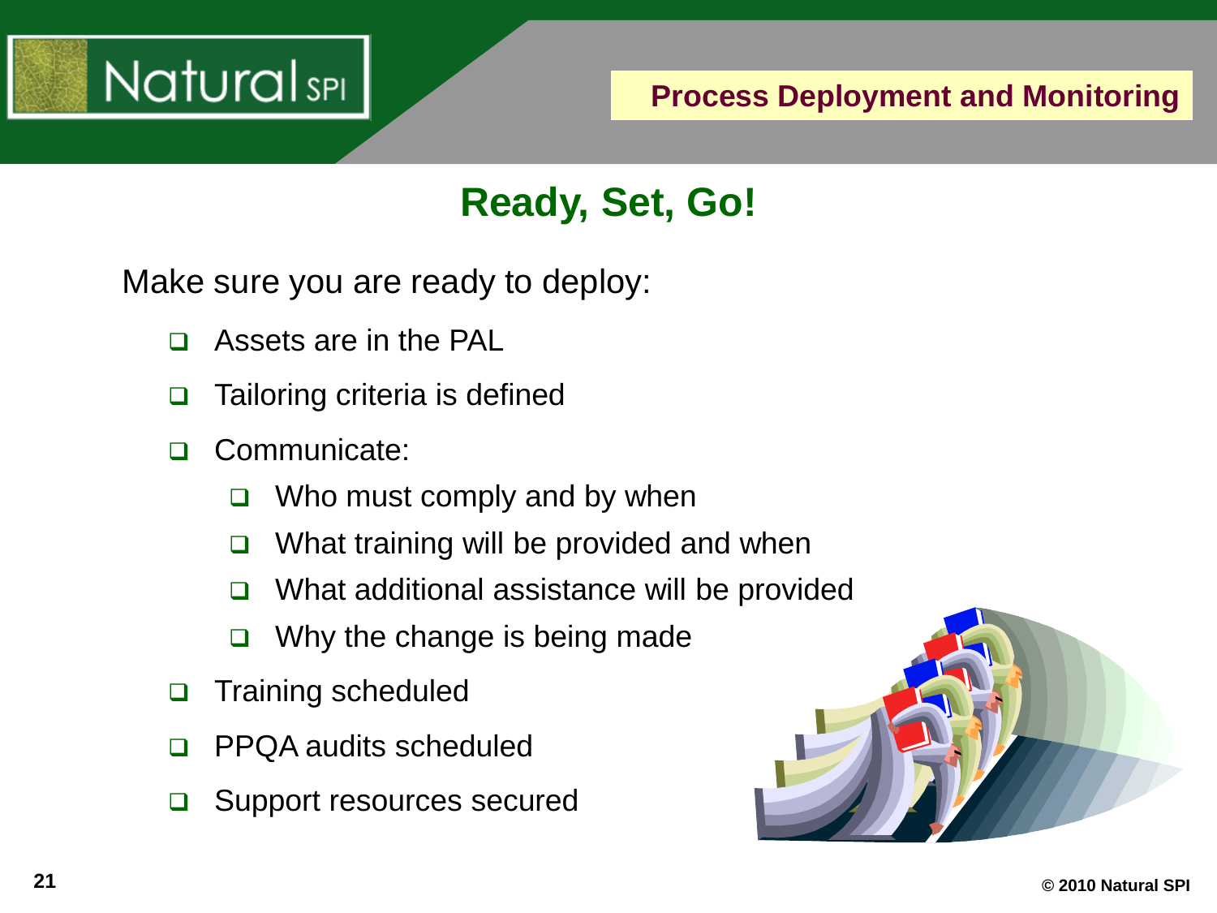## Ready, Set, Go!

Make sure you are ready to deploy:

- Assets are in the PAL
- Tailoring criteria is defined
- Communicate:
  - Who must comply and by when
  - What training will be provided and when
  - What additional assistance will be provided
  - Why the change is being made
- Training scheduled
- PPQA audits scheduled
- Support resources secured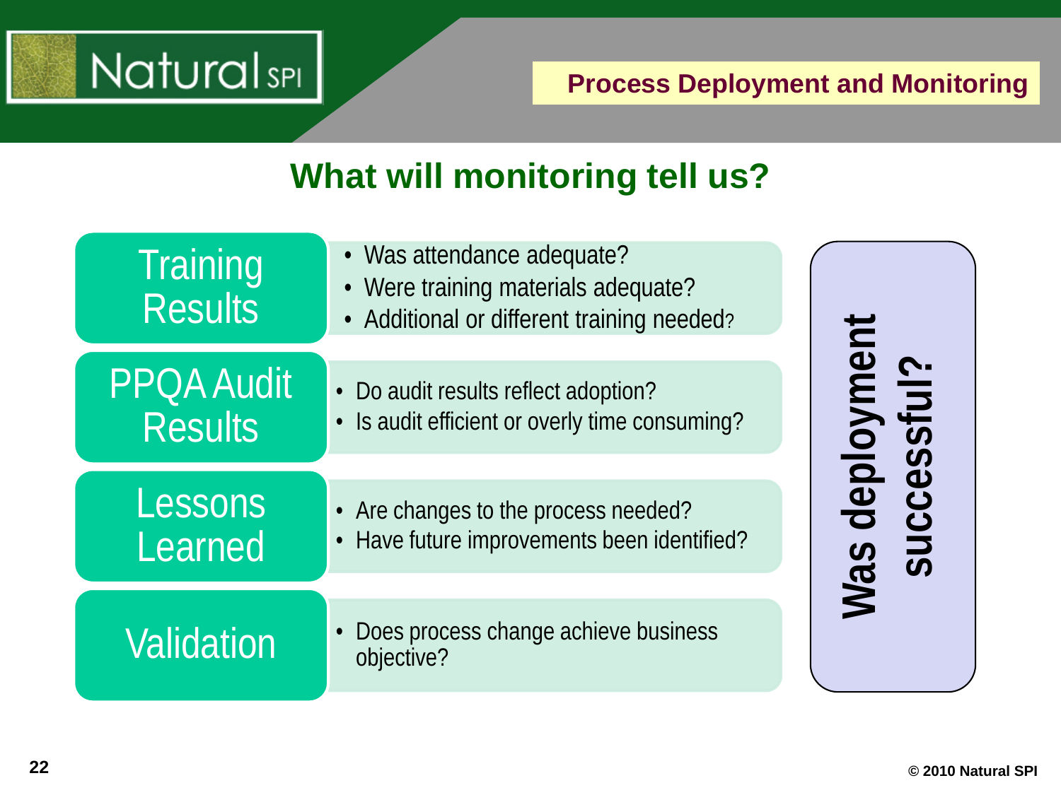## What will monitoring tell us?

**Training Results**

- Was attendance adequate?
- Were training materials adequate?
- Additional or different training needed?

**PPQA Audit Results**

- Do audit results reflect adoption?
- Is audit efficient or overly time consuming?

**Lessons Learned**

- Are changes to the process needed?
- Have future improvements been identified?

**Validation**

- Does process change achieve business objective?

**Was deployment successful?**

© 2010 Natural SPI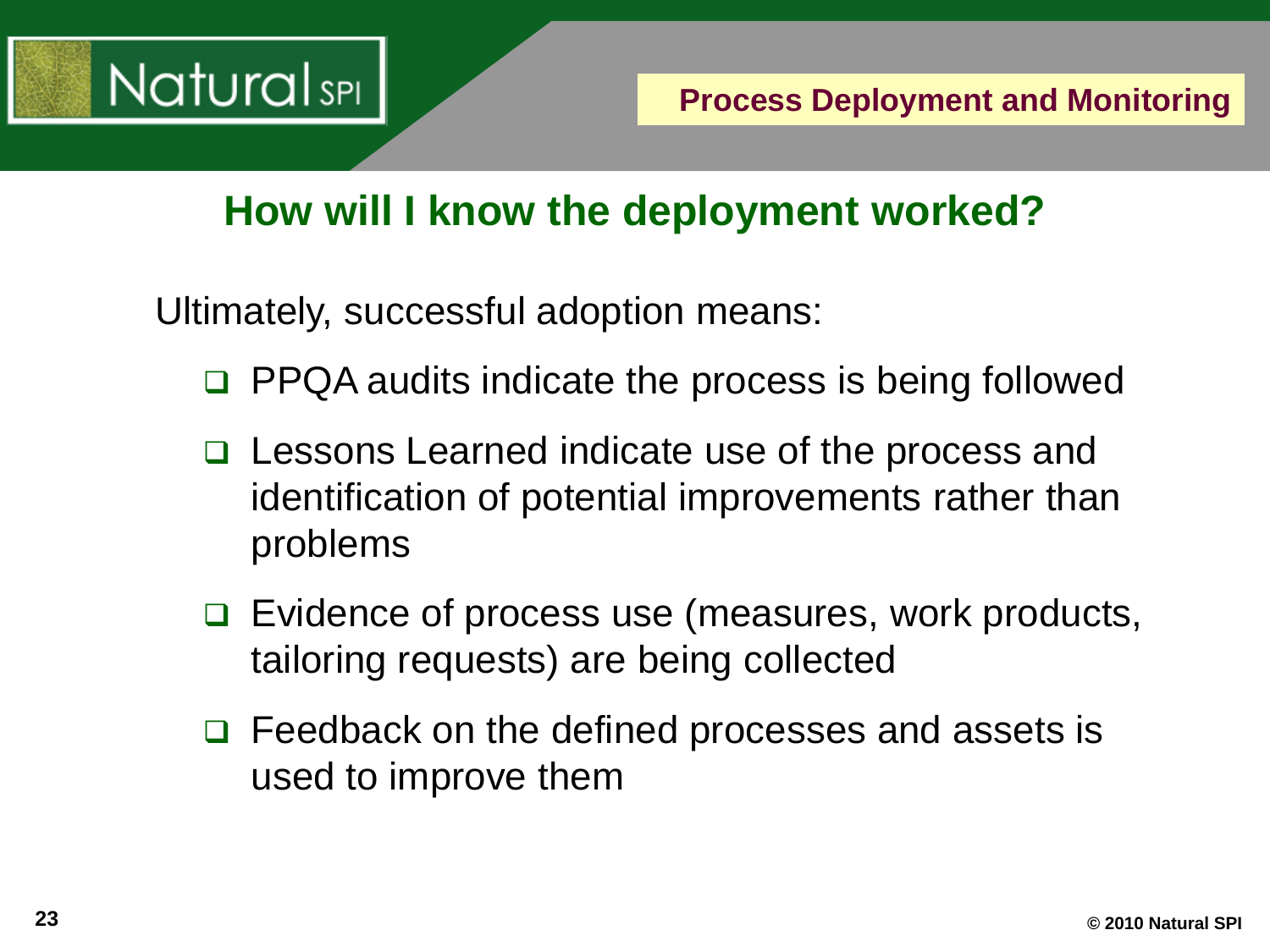## How will I know the deployment worked?

Ultimately, successful adoption means:

- PPQA audits indicate the process is being followed
- Lessons Learned indicate use of the process and identification of potential improvements rather than problems
- Evidence of process use (measures, work products, tailoring requests) are being collected
- Feedback on the defined processes and assets is used to improve them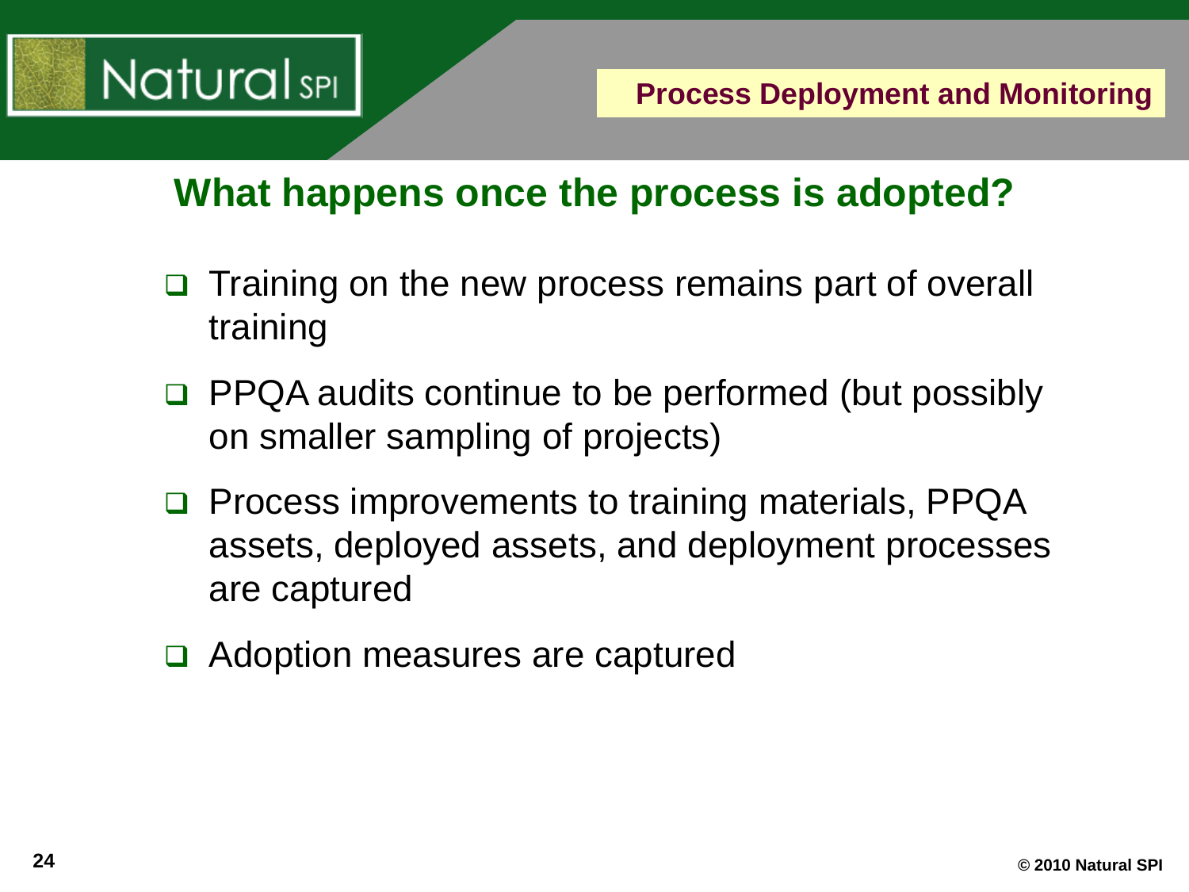Process Deployment and Monitoring

## What happens once the process is adopted?

- Training on the new process remains part of overall training
- PPQA audits continue to be performed (but possibly on smaller sampling of projects)
- Process improvements to training materials, PPQA assets, deployed assets, and deployment processes are captured
- Adoption measures are captured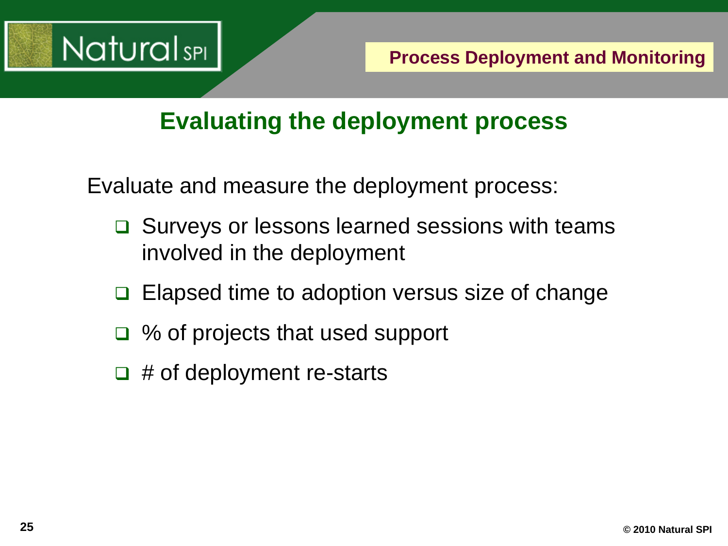## Evaluating the deployment process

Evaluate and measure the deployment process:

- Surveys or lessons learned sessions with teams involved in the deployment
- Elapsed time to adoption versus size of change
- % of projects that used support
- # of deployment re-starts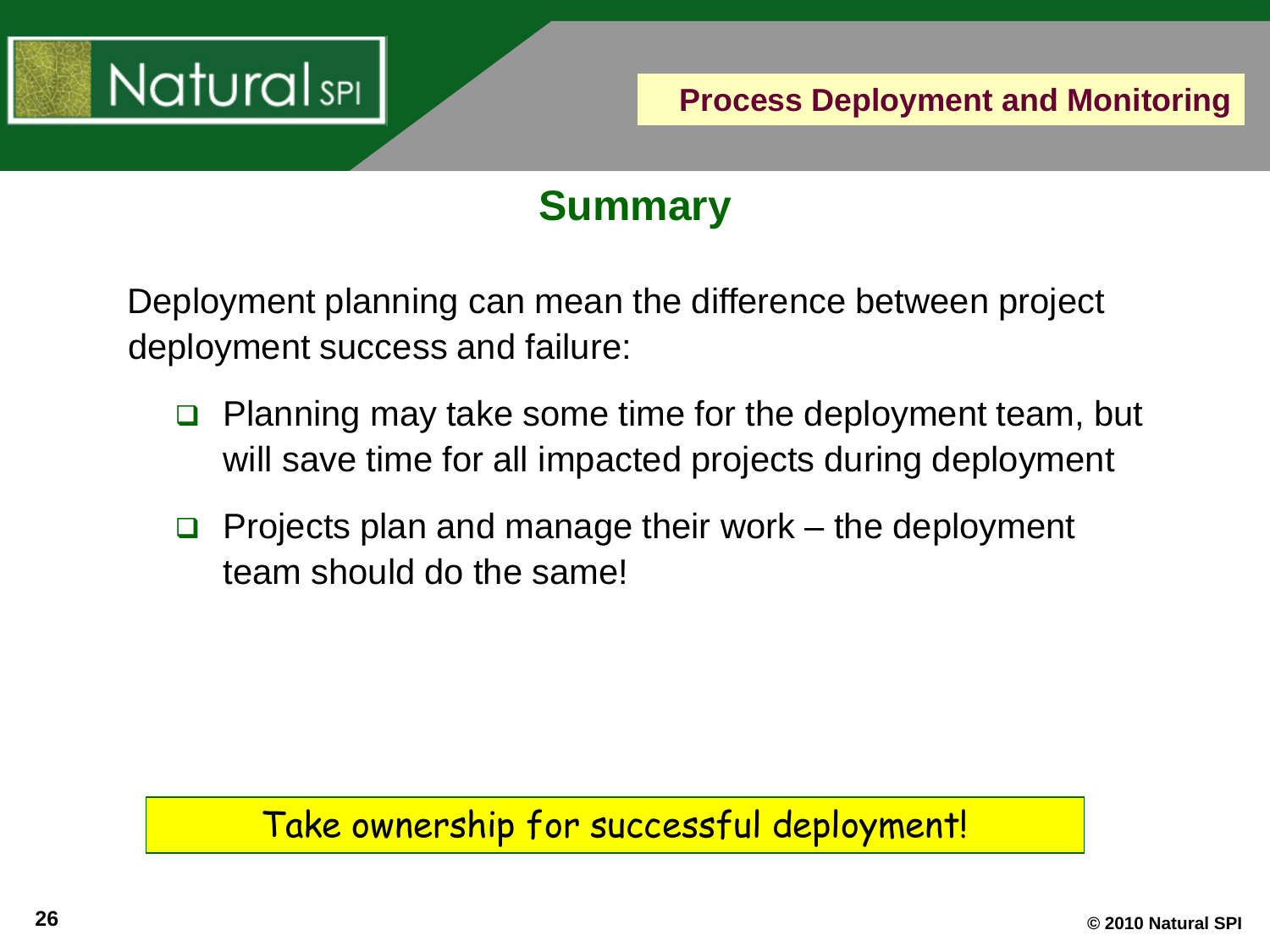## Summary

Deployment planning can mean the difference between project deployment success and failure:

- Planning may take some time for the deployment team, but will save time for all impacted projects during deployment
- Projects plan and manage their work – the deployment team should do the same!

Take ownership for successful deployment!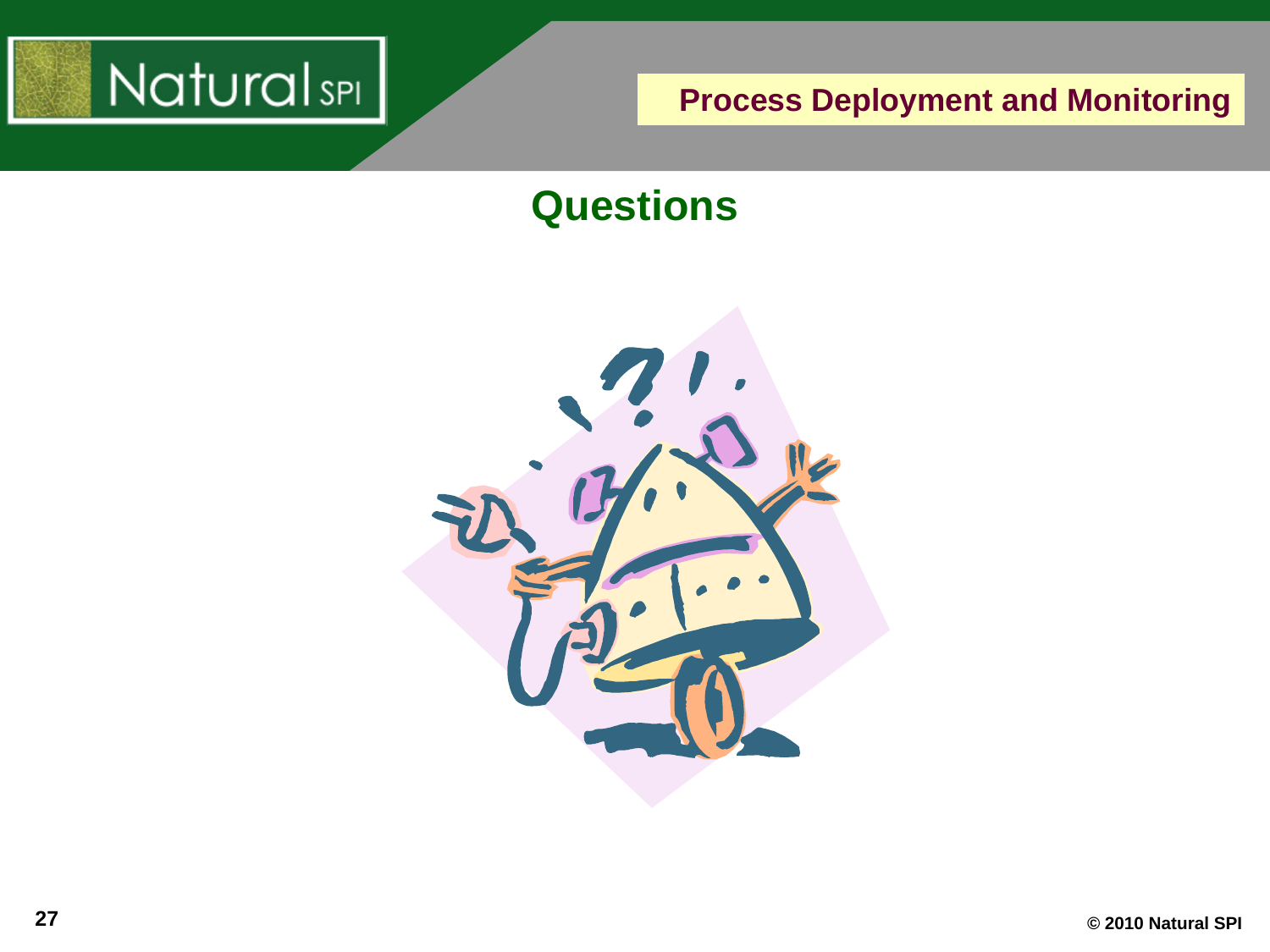# Questions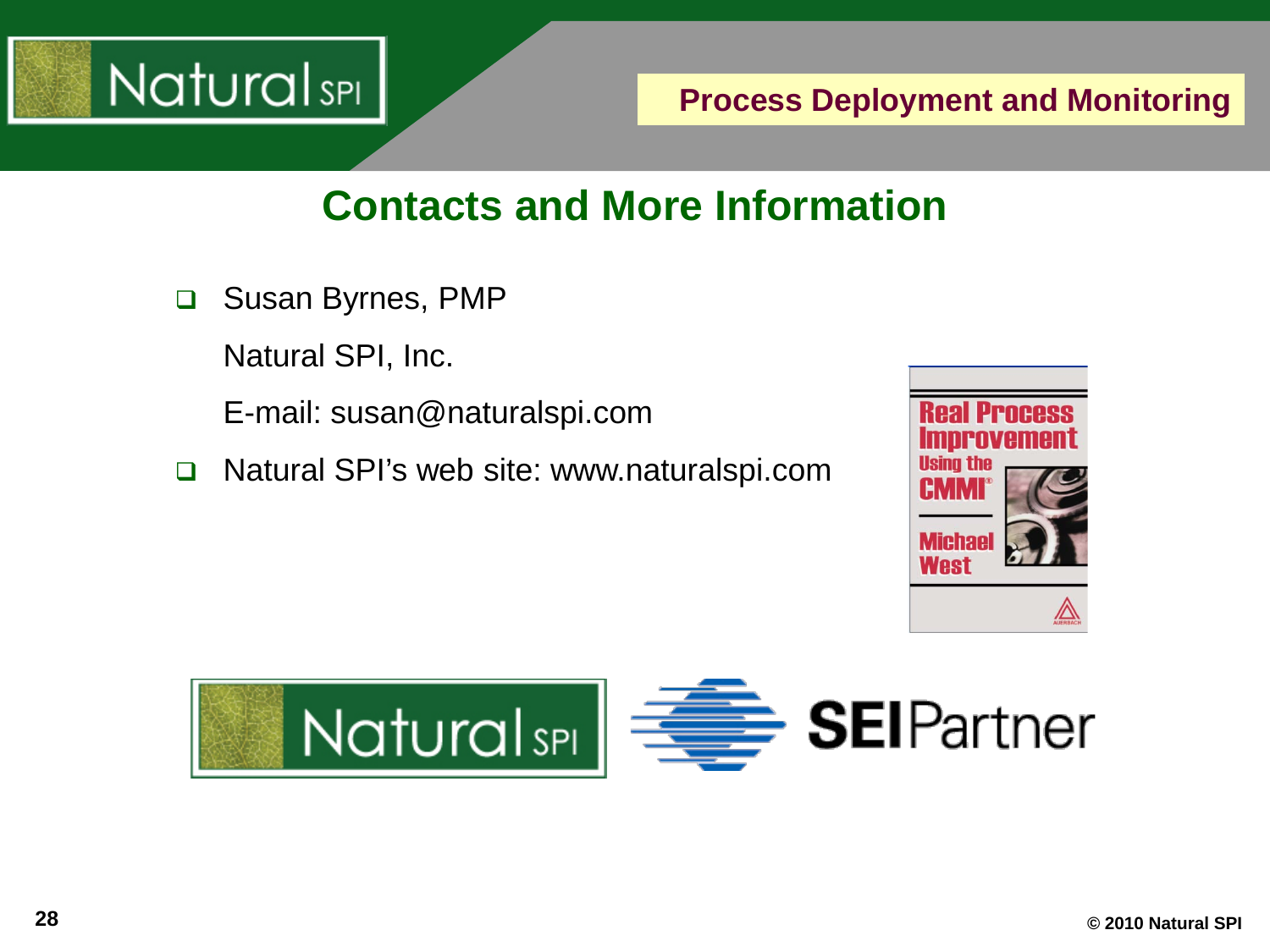## Contacts and More Information

- Susan Byrnes, PMP

  Natural SPI, Inc.

  E-mail: susan@naturalspi.com
- Natural SPI's web site: www.naturalspi.com